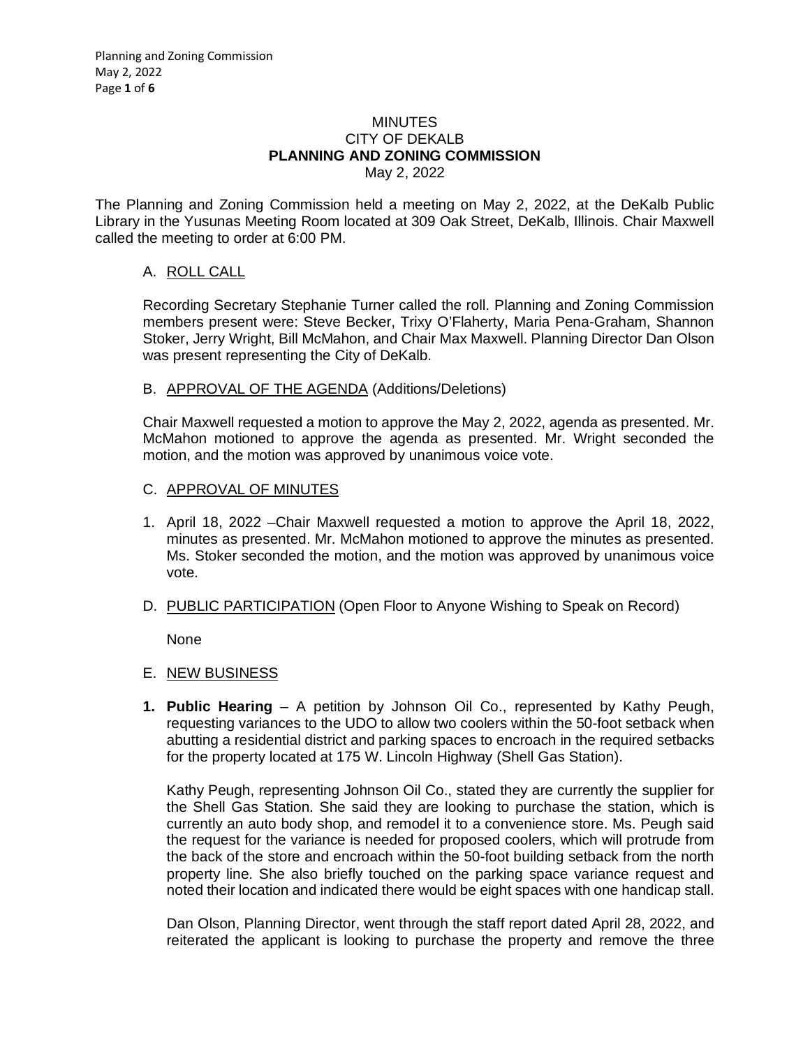# MINUTES
## CITY OF DEKALB
## PLANNING AND ZONING COMMISSION
May 2, 2022

The Planning and Zoning Commission held a meeting on May 2, 2022, at the DeKalb Public Library in the Yusunas Meeting Room located at 309 Oak Street, DeKalb, Illinois. Chair Maxwell called the meeting to order at 6:00 PM.

A. ROLL CALL

Recording Secretary Stephanie Turner called the roll. Planning and Zoning Commission members present were: Steve Becker, Trixy O'Flaherty, Maria Pena-Graham, Shannon Stoker, Jerry Wright, Bill McMahon, and Chair Max Maxwell. Planning Director Dan Olson was present representing the City of DeKalb.

B. APPROVAL OF THE AGENDA (Additions/Deletions)

Chair Maxwell requested a motion to approve the May 2, 2022, agenda as presented. Mr. McMahon motioned to approve the agenda as presented. Mr. Wright seconded the motion, and the motion was approved by unanimous voice vote.

C. APPROVAL OF MINUTES

1. April 18, 2022 –Chair Maxwell requested a motion to approve the April 18, 2022, minutes as presented. Mr. McMahon motioned to approve the minutes as presented. Ms. Stoker seconded the motion, and the motion was approved by unanimous voice vote.

D. PUBLIC PARTICIPATION (Open Floor to Anyone Wishing to Speak on Record)

None

E. NEW BUSINESS

**1. Public Hearing** – A petition by Johnson Oil Co., represented by Kathy Peugh, requesting variances to the UDO to allow two coolers within the 50-foot setback when abutting a residential district and parking spaces to encroach in the required setbacks for the property located at 175 W. Lincoln Highway (Shell Gas Station).

Kathy Peugh, representing Johnson Oil Co., stated they are currently the supplier for the Shell Gas Station. She said they are looking to purchase the station, which is currently an auto body shop, and remodel it to a convenience store. Ms. Peugh said the request for the variance is needed for proposed coolers, which will protrude from the back of the store and encroach within the 50-foot building setback from the north property line. She also briefly touched on the parking space variance request and noted their location and indicated there would be eight spaces with one handicap stall.

Dan Olson, Planning Director, went through the staff report dated April 28, 2022, and reiterated the applicant is looking to purchase the property and remove the three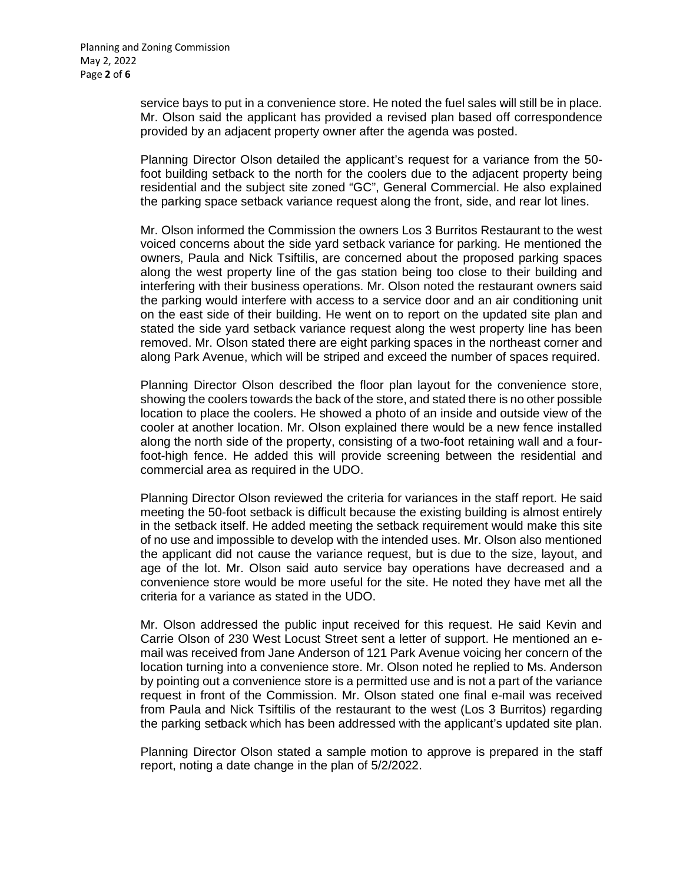service bays to put in a convenience store. He noted the fuel sales will still be in place. Mr. Olson said the applicant has provided a revised plan based off correspondence provided by an adjacent property owner after the agenda was posted.

Planning Director Olson detailed the applicant's request for a variance from the 50-foot building setback to the north for the coolers due to the adjacent property being residential and the subject site zoned "GC", General Commercial. He also explained the parking space setback variance request along the front, side, and rear lot lines.

Mr. Olson informed the Commission the owners Los 3 Burritos Restaurant to the west voiced concerns about the side yard setback variance for parking. He mentioned the owners, Paula and Nick Tsiftilis, are concerned about the proposed parking spaces along the west property line of the gas station being too close to their building and interfering with their business operations. Mr. Olson noted the restaurant owners said the parking would interfere with access to a service door and an air conditioning unit on the east side of their building. He went on to report on the updated site plan and stated the side yard setback variance request along the west property line has been removed. Mr. Olson stated there are eight parking spaces in the northeast corner and along Park Avenue, which will be striped and exceed the number of spaces required.

Planning Director Olson described the floor plan layout for the convenience store, showing the coolers towards the back of the store, and stated there is no other possible location to place the coolers. He showed a photo of an inside and outside view of the cooler at another location. Mr. Olson explained there would be a new fence installed along the north side of the property, consisting of a two-foot retaining wall and a four-foot-high fence. He added this will provide screening between the residential and commercial area as required in the UDO.

Planning Director Olson reviewed the criteria for variances in the staff report. He said meeting the 50-foot setback is difficult because the existing building is almost entirely in the setback itself. He added meeting the setback requirement would make this site of no use and impossible to develop with the intended uses. Mr. Olson also mentioned the applicant did not cause the variance request, but is due to the size, layout, and age of the lot. Mr. Olson said auto service bay operations have decreased and a convenience store would be more useful for the site. He noted they have met all the criteria for a variance as stated in the UDO.

Mr. Olson addressed the public input received for this request. He said Kevin and Carrie Olson of 230 West Locust Street sent a letter of support. He mentioned an e-mail was received from Jane Anderson of 121 Park Avenue voicing her concern of the location turning into a convenience store. Mr. Olson noted he replied to Ms. Anderson by pointing out a convenience store is a permitted use and is not a part of the variance request in front of the Commission. Mr. Olson stated one final e-mail was received from Paula and Nick Tsiftilis of the restaurant to the west (Los 3 Burritos) regarding the parking setback which has been addressed with the applicant's updated site plan.

Planning Director Olson stated a sample motion to approve is prepared in the staff report, noting a date change in the plan of 5/2/2022.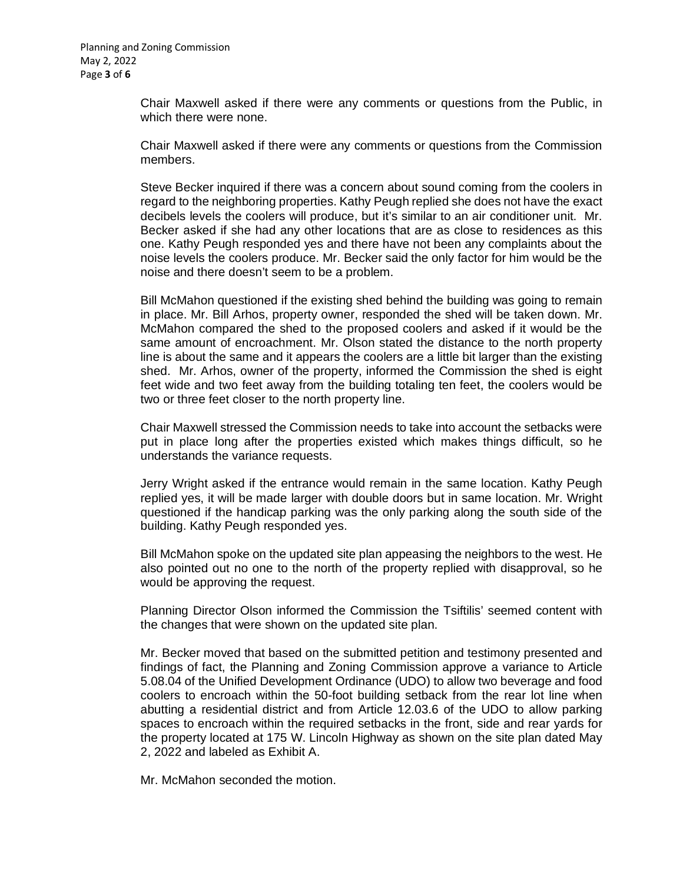Chair Maxwell asked if there were any comments or questions from the Public, in which there were none.

Chair Maxwell asked if there were any comments or questions from the Commission members.

Steve Becker inquired if there was a concern about sound coming from the coolers in regard to the neighboring properties. Kathy Peugh replied she does not have the exact decibels levels the coolers will produce, but it's similar to an air conditioner unit. Mr. Becker asked if she had any other locations that are as close to residences as this one. Kathy Peugh responded yes and there have not been any complaints about the noise levels the coolers produce. Mr. Becker said the only factor for him would be the noise and there doesn't seem to be a problem.

Bill McMahon questioned if the existing shed behind the building was going to remain in place. Mr. Bill Arhos, property owner, responded the shed will be taken down. Mr. McMahon compared the shed to the proposed coolers and asked if it would be the same amount of encroachment. Mr. Olson stated the distance to the north property line is about the same and it appears the coolers are a little bit larger than the existing shed. Mr. Arhos, owner of the property, informed the Commission the shed is eight feet wide and two feet away from the building totaling ten feet, the coolers would be two or three feet closer to the north property line.

Chair Maxwell stressed the Commission needs to take into account the setbacks were put in place long after the properties existed which makes things difficult, so he understands the variance requests.

Jerry Wright asked if the entrance would remain in the same location. Kathy Peugh replied yes, it will be made larger with double doors but in same location. Mr. Wright questioned if the handicap parking was the only parking along the south side of the building. Kathy Peugh responded yes.

Bill McMahon spoke on the updated site plan appeasing the neighbors to the west. He also pointed out no one to the north of the property replied with disapproval, so he would be approving the request.

Planning Director Olson informed the Commission the Tsiftilis' seemed content with the changes that were shown on the updated site plan.

Mr. Becker moved that based on the submitted petition and testimony presented and findings of fact, the Planning and Zoning Commission approve a variance to Article 5.08.04 of the Unified Development Ordinance (UDO) to allow two beverage and food coolers to encroach within the 50-foot building setback from the rear lot line when abutting a residential district and from Article 12.03.6 of the UDO to allow parking spaces to encroach within the required setbacks in the front, side and rear yards for the property located at 175 W. Lincoln Highway as shown on the site plan dated May 2, 2022 and labeled as Exhibit A.

Mr. McMahon seconded the motion.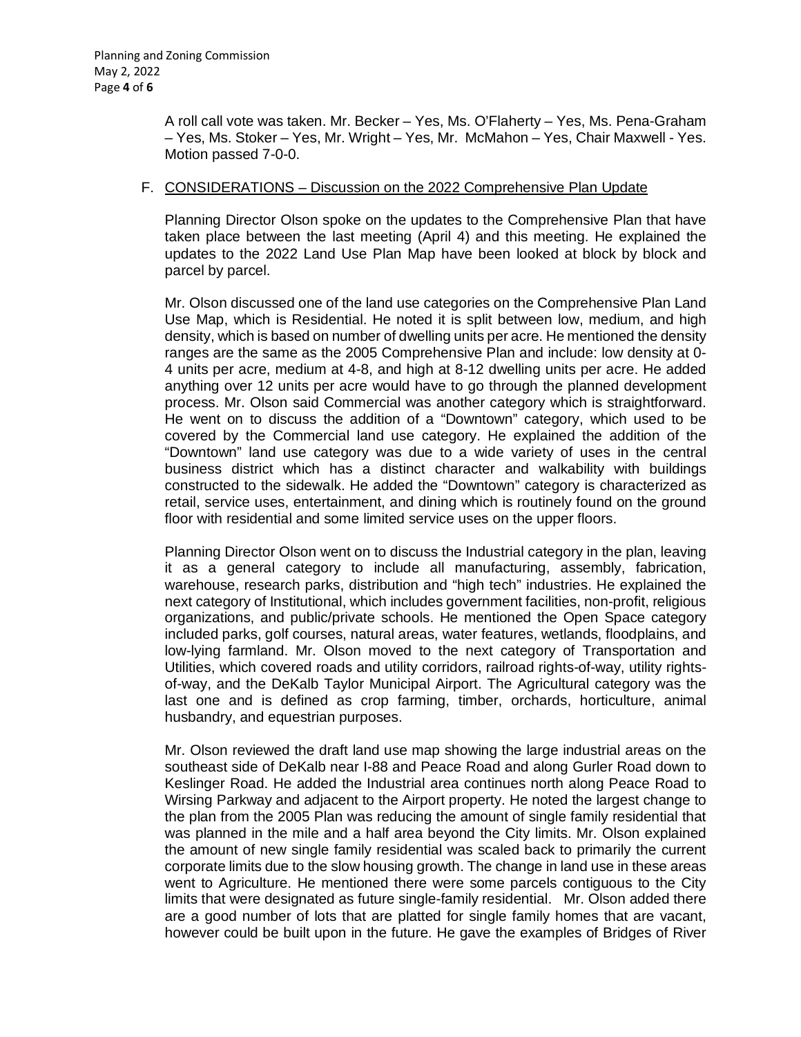A roll call vote was taken. Mr. Becker – Yes, Ms. O'Flaherty – Yes, Ms. Pena-Graham – Yes, Ms. Stoker – Yes, Mr. Wright – Yes, Mr. McMahon – Yes, Chair Maxwell - Yes. Motion passed 7-0-0.

F. CONSIDERATIONS – Discussion on the 2022 Comprehensive Plan Update

Planning Director Olson spoke on the updates to the Comprehensive Plan that have taken place between the last meeting (April 4) and this meeting. He explained the updates to the 2022 Land Use Plan Map have been looked at block by block and parcel by parcel.

Mr. Olson discussed one of the land use categories on the Comprehensive Plan Land Use Map, which is Residential. He noted it is split between low, medium, and high density, which is based on number of dwelling units per acre. He mentioned the density ranges are the same as the 2005 Comprehensive Plan and include: low density at 0-4 units per acre, medium at 4-8, and high at 8-12 dwelling units per acre. He added anything over 12 units per acre would have to go through the planned development process. Mr. Olson said Commercial was another category which is straightforward. He went on to discuss the addition of a "Downtown" category, which used to be covered by the Commercial land use category. He explained the addition of the "Downtown" land use category was due to a wide variety of uses in the central business district which has a distinct character and walkability with buildings constructed to the sidewalk. He added the "Downtown" category is characterized as retail, service uses, entertainment, and dining which is routinely found on the ground floor with residential and some limited service uses on the upper floors.

Planning Director Olson went on to discuss the Industrial category in the plan, leaving it as a general category to include all manufacturing, assembly, fabrication, warehouse, research parks, distribution and "high tech" industries. He explained the next category of Institutional, which includes government facilities, non-profit, religious organizations, and public/private schools. He mentioned the Open Space category included parks, golf courses, natural areas, water features, wetlands, floodplains, and low-lying farmland. Mr. Olson moved to the next category of Transportation and Utilities, which covered roads and utility corridors, railroad rights-of-way, utility rights-of-way, and the DeKalb Taylor Municipal Airport. The Agricultural category was the last one and is defined as crop farming, timber, orchards, horticulture, animal husbandry, and equestrian purposes.

Mr. Olson reviewed the draft land use map showing the large industrial areas on the southeast side of DeKalb near I-88 and Peace Road and along Gurler Road down to Keslinger Road. He added the Industrial area continues north along Peace Road to Wirsing Parkway and adjacent to the Airport property. He noted the largest change to the plan from the 2005 Plan was reducing the amount of single family residential that was planned in the mile and a half area beyond the City limits. Mr. Olson explained the amount of new single family residential was scaled back to primarily the current corporate limits due to the slow housing growth. The change in land use in these areas went to Agriculture. He mentioned there were some parcels contiguous to the City limits that were designated as future single-family residential. Mr. Olson added there are a good number of lots that are platted for single family homes that are vacant, however could be built upon in the future. He gave the examples of Bridges of River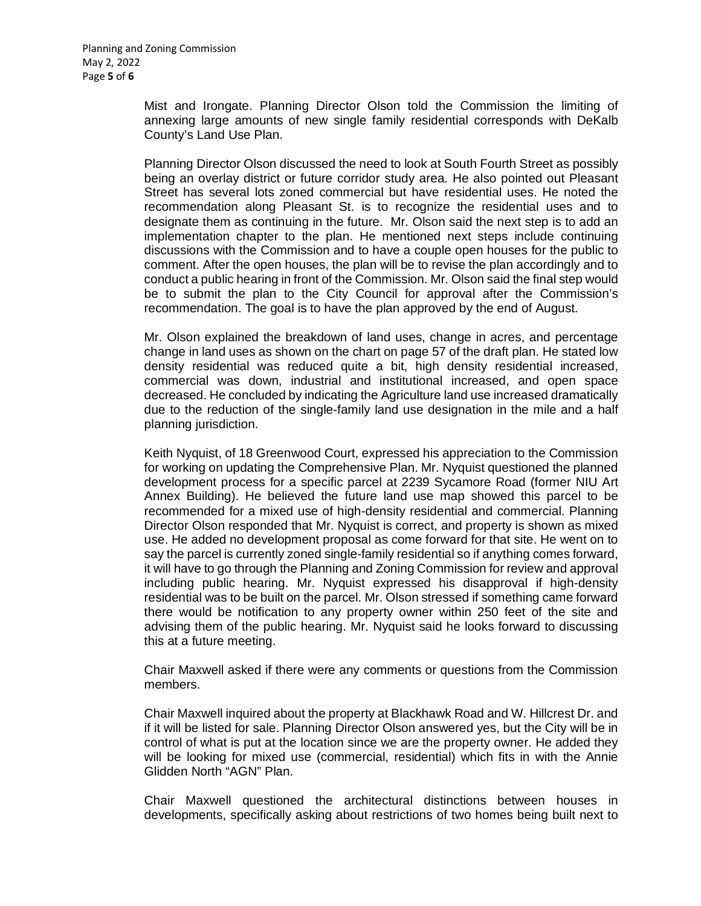Mist and Irongate. Planning Director Olson told the Commission the limiting of annexing large amounts of new single family residential corresponds with DeKalb County's Land Use Plan.

Planning Director Olson discussed the need to look at South Fourth Street as possibly being an overlay district or future corridor study area. He also pointed out Pleasant Street has several lots zoned commercial but have residential uses. He noted the recommendation along Pleasant St. is to recognize the residential uses and to designate them as continuing in the future. Mr. Olson said the next step is to add an implementation chapter to the plan. He mentioned next steps include continuing discussions with the Commission and to have a couple open houses for the public to comment. After the open houses, the plan will be to revise the plan accordingly and to conduct a public hearing in front of the Commission. Mr. Olson said the final step would be to submit the plan to the City Council for approval after the Commission's recommendation. The goal is to have the plan approved by the end of August.

Mr. Olson explained the breakdown of land uses, change in acres, and percentage change in land uses as shown on the chart on page 57 of the draft plan. He stated low density residential was reduced quite a bit, high density residential increased, commercial was down, industrial and institutional increased, and open space decreased. He concluded by indicating the Agriculture land use increased dramatically due to the reduction of the single-family land use designation in the mile and a half planning jurisdiction.

Keith Nyquist, of 18 Greenwood Court, expressed his appreciation to the Commission for working on updating the Comprehensive Plan. Mr. Nyquist questioned the planned development process for a specific parcel at 2239 Sycamore Road (former NIU Art Annex Building). He believed the future land use map showed this parcel to be recommended for a mixed use of high-density residential and commercial. Planning Director Olson responded that Mr. Nyquist is correct, and property is shown as mixed use. He added no development proposal as come forward for that site. He went on to say the parcel is currently zoned single-family residential so if anything comes forward, it will have to go through the Planning and Zoning Commission for review and approval including public hearing. Mr. Nyquist expressed his disapproval if high-density residential was to be built on the parcel. Mr. Olson stressed if something came forward there would be notification to any property owner within 250 feet of the site and advising them of the public hearing. Mr. Nyquist said he looks forward to discussing this at a future meeting.

Chair Maxwell asked if there were any comments or questions from the Commission members.

Chair Maxwell inquired about the property at Blackhawk Road and W. Hillcrest Dr. and if it will be listed for sale. Planning Director Olson answered yes, but the City will be in control of what is put at the location since we are the property owner. He added they will be looking for mixed use (commercial, residential) which fits in with the Annie Glidden North "AGN" Plan.

Chair Maxwell questioned the architectural distinctions between houses in developments, specifically asking about restrictions of two homes being built next to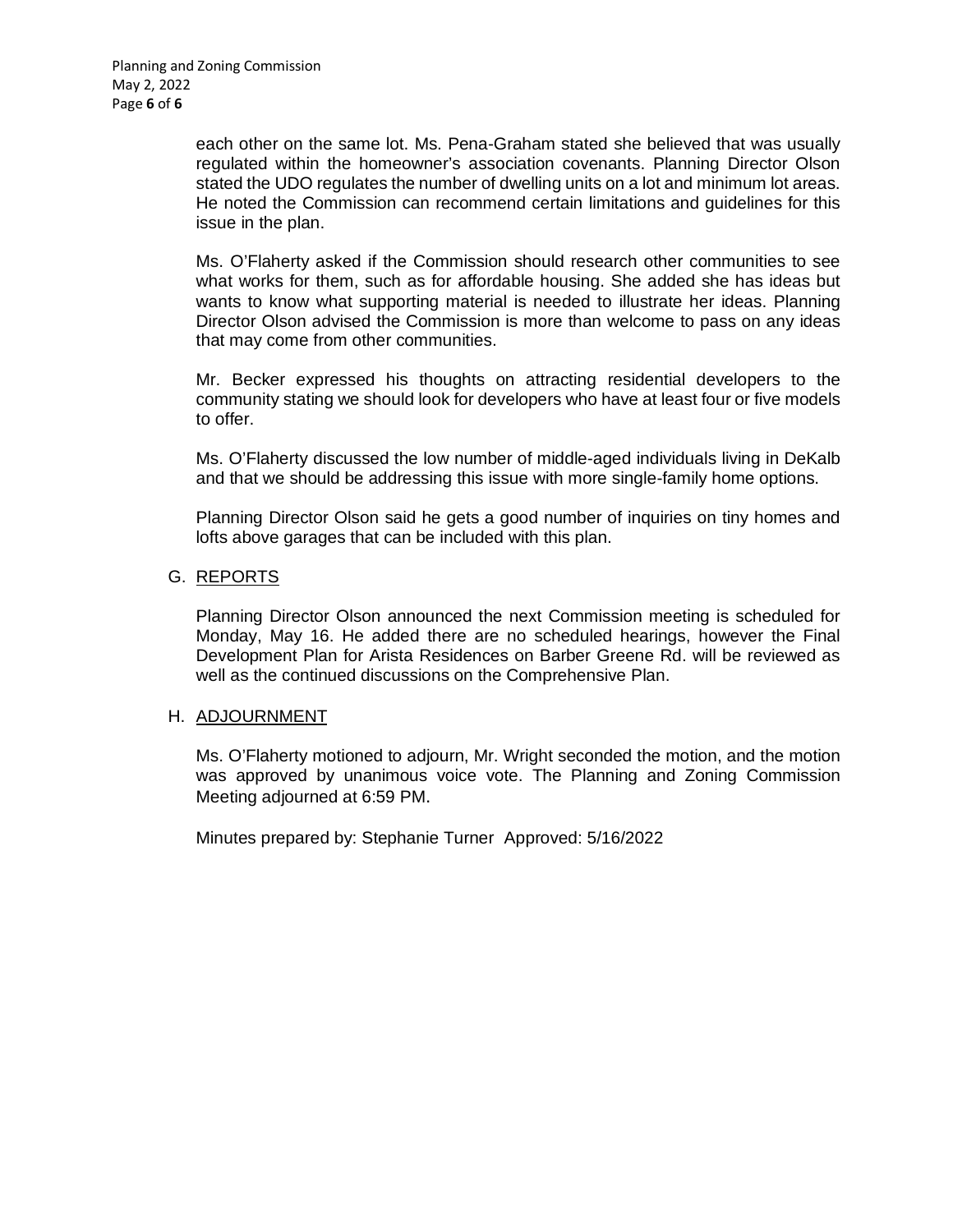each other on the same lot. Ms. Pena-Graham stated she believed that was usually regulated within the homeowner's association covenants. Planning Director Olson stated the UDO regulates the number of dwelling units on a lot and minimum lot areas. He noted the Commission can recommend certain limitations and guidelines for this issue in the plan.

Ms. O'Flaherty asked if the Commission should research other communities to see what works for them, such as for affordable housing. She added she has ideas but wants to know what supporting material is needed to illustrate her ideas. Planning Director Olson advised the Commission is more than welcome to pass on any ideas that may come from other communities.

Mr. Becker expressed his thoughts on attracting residential developers to the community stating we should look for developers who have at least four or five models to offer.

Ms. O'Flaherty discussed the low number of middle-aged individuals living in DeKalb and that we should be addressing this issue with more single-family home options.

Planning Director Olson said he gets a good number of inquiries on tiny homes and lofts above garages that can be included with this plan.

G. <u>REPORTS</u>

Planning Director Olson announced the next Commission meeting is scheduled for Monday, May 16. He added there are no scheduled hearings, however the Final Development Plan for Arista Residences on Barber Greene Rd. will be reviewed as well as the continued discussions on the Comprehensive Plan.

H. <u>ADJOURNMENT</u>

Ms. O'Flaherty motioned to adjourn, Mr. Wright seconded the motion, and the motion was approved by unanimous voice vote. The Planning and Zoning Commission Meeting adjourned at 6:59 PM.

Minutes prepared by: Stephanie Turner Approved: 5/16/2022